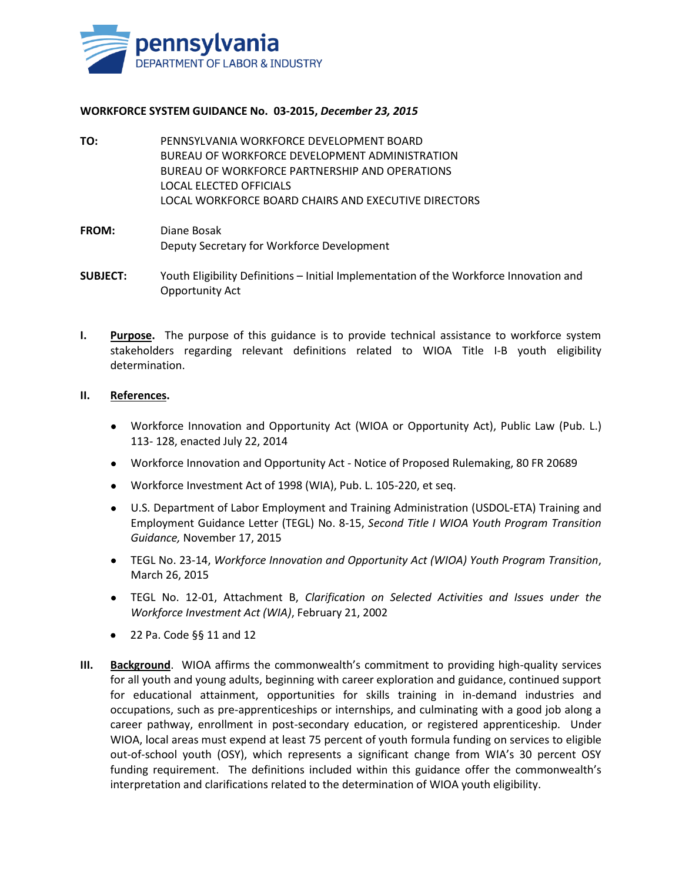pennsylvania
DEPARTMENT OF LABOR & INDUSTRY

**WORKFORCE SYSTEM GUIDANCE No. 03-2015,** ***December 23, 2015***

**TO:** PENNSYLVANIA WORKFORCE DEVELOPMENT BOARD
BUREAU OF WORKFORCE DEVELOPMENT ADMINISTRATION
BUREAU OF WORKFORCE PARTNERSHIP AND OPERATIONS
LOCAL ELECTED OFFICIALS
LOCAL WORKFORCE BOARD CHAIRS AND EXECUTIVE DIRECTORS

**FROM:** Diane Bosak
Deputy Secretary for Workforce Development

**SUBJECT:** Youth Eligibility Definitions – Initial Implementation of the Workforce Innovation and Opportunity Act

**I. Purpose.** The purpose of this guidance is to provide technical assistance to workforce system stakeholders regarding relevant definitions related to WIOA Title I-B youth eligibility determination.

**II. References.**

- Workforce Innovation and Opportunity Act (WIOA or Opportunity Act), Public Law (Pub. L.) 113- 128, enacted July 22, 2014
- Workforce Innovation and Opportunity Act - Notice of Proposed Rulemaking, 80 FR 20689
- Workforce Investment Act of 1998 (WIA), Pub. L. 105-220, et seq.
- U.S. Department of Labor Employment and Training Administration (USDOL-ETA) Training and Employment Guidance Letter (TEGL) No. 8-15, *Second Title I WIOA Youth Program Transition Guidance,* November 17, 2015
- TEGL No. 23-14, *Workforce Innovation and Opportunity Act (WIOA) Youth Program Transition*, March 26, 2015
- TEGL No. 12-01, Attachment B, *Clarification on Selected Activities and Issues under the Workforce Investment Act (WIA)*, February 21, 2002
- 22 Pa. Code §§ 11 and 12

**III. Background.** WIOA affirms the commonwealth's commitment to providing high-quality services for all youth and young adults, beginning with career exploration and guidance, continued support for educational attainment, opportunities for skills training in in-demand industries and occupations, such as pre-apprenticeships or internships, and culminating with a good job along a career pathway, enrollment in post-secondary education, or registered apprenticeship. Under WIOA, local areas must expend at least 75 percent of youth formula funding on services to eligible out-of-school youth (OSY), which represents a significant change from WIA's 30 percent OSY funding requirement. The definitions included within this guidance offer the commonwealth's interpretation and clarifications related to the determination of WIOA youth eligibility.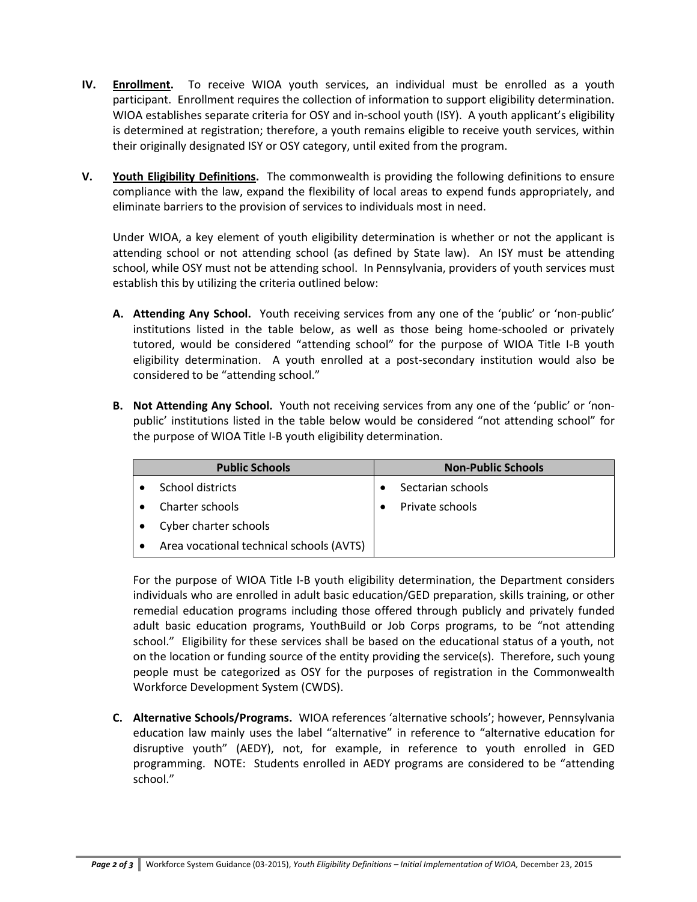**IV. Enrollment.** To receive WIOA youth services, an individual must be enrolled as a youth participant. Enrollment requires the collection of information to support eligibility determination. WIOA establishes separate criteria for OSY and in-school youth (ISY). A youth applicant's eligibility is determined at registration; therefore, a youth remains eligible to receive youth services, within their originally designated ISY or OSY category, until exited from the program.

**V. Youth Eligibility Definitions.** The commonwealth is providing the following definitions to ensure compliance with the law, expand the flexibility of local areas to expend funds appropriately, and eliminate barriers to the provision of services to individuals most in need.

Under WIOA, a key element of youth eligibility determination is whether or not the applicant is attending school or not attending school (as defined by State law). An ISY must be attending school, while OSY must not be attending school. In Pennsylvania, providers of youth services must establish this by utilizing the criteria outlined below:

**A. Attending Any School.** Youth receiving services from any one of the 'public' or 'non-public' institutions listed in the table below, as well as those being home-schooled or privately tutored, would be considered "attending school" for the purpose of WIOA Title I-B youth eligibility determination. A youth enrolled at a post-secondary institution would also be considered to be "attending school."

**B. Not Attending Any School.** Youth not receiving services from any one of the 'public' or 'non-public' institutions listed in the table below would be considered "not attending school" for the purpose of WIOA Title I-B youth eligibility determination.

| Public Schools | Non-Public Schools |
|---|---|
| • School districts | • Sectarian schools |
| • Charter schools | • Private schools |
| • Cyber charter schools | |
| • Area vocational technical schools (AVTS) | |

For the purpose of WIOA Title I-B youth eligibility determination, the Department considers individuals who are enrolled in adult basic education/GED preparation, skills training, or other remedial education programs including those offered through publicly and privately funded adult basic education programs, YouthBuild or Job Corps programs, to be "not attending school." Eligibility for these services shall be based on the educational status of a youth, not on the location or funding source of the entity providing the service(s). Therefore, such young people must be categorized as OSY for the purposes of registration in the Commonwealth Workforce Development System (CWDS).

**C. Alternative Schools/Programs.** WIOA references 'alternative schools'; however, Pennsylvania education law mainly uses the label "alternative" in reference to "alternative education for disruptive youth" (AEDY), not, for example, in reference to youth enrolled in GED programming. NOTE: Students enrolled in AEDY programs are considered to be "attending school."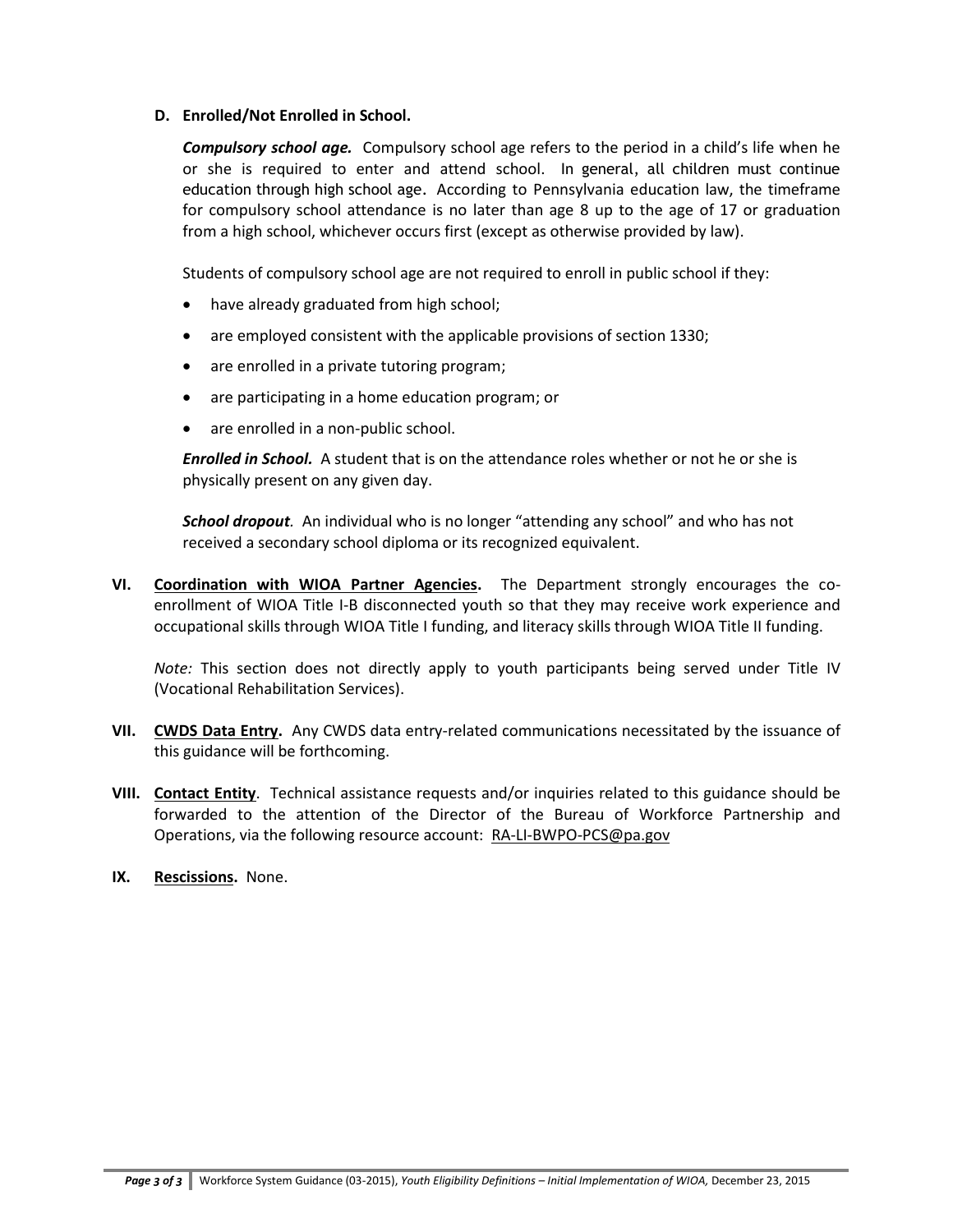### D. Enrolled/Not Enrolled in School.

***Compulsory school age.*** Compulsory school age refers to the period in a child's life when he or she is required to enter and attend school. In general, all children must continue education through high school age. According to Pennsylvania education law, the timeframe for compulsory school attendance is no later than age 8 up to the age of 17 or graduation from a high school, whichever occurs first (except as otherwise provided by law).

Students of compulsory school age are not required to enroll in public school if they:

- have already graduated from high school;
- are employed consistent with the applicable provisions of section 1330;
- are enrolled in a private tutoring program;
- are participating in a home education program; or
- are enrolled in a non-public school.

***Enrolled in School.*** A student that is on the attendance roles whether or not he or she is physically present on any given day.

***School dropout.*** An individual who is no longer "attending any school" and who has not received a secondary school diploma or its recognized equivalent.

**VI. Coordination with WIOA Partner Agencies.** The Department strongly encourages the co-enrollment of WIOA Title I-B disconnected youth so that they may receive work experience and occupational skills through WIOA Title I funding, and literacy skills through WIOA Title II funding.

*Note:* This section does not directly apply to youth participants being served under Title IV (Vocational Rehabilitation Services).

**VII. CWDS Data Entry.** Any CWDS data entry-related communications necessitated by the issuance of this guidance will be forthcoming.

**VIII. Contact Entity**. Technical assistance requests and/or inquiries related to this guidance should be forwarded to the attention of the Director of the Bureau of Workforce Partnership and Operations, via the following resource account: RA-LI-BWPO-PCS@pa.gov

**IX. Rescissions.** None.